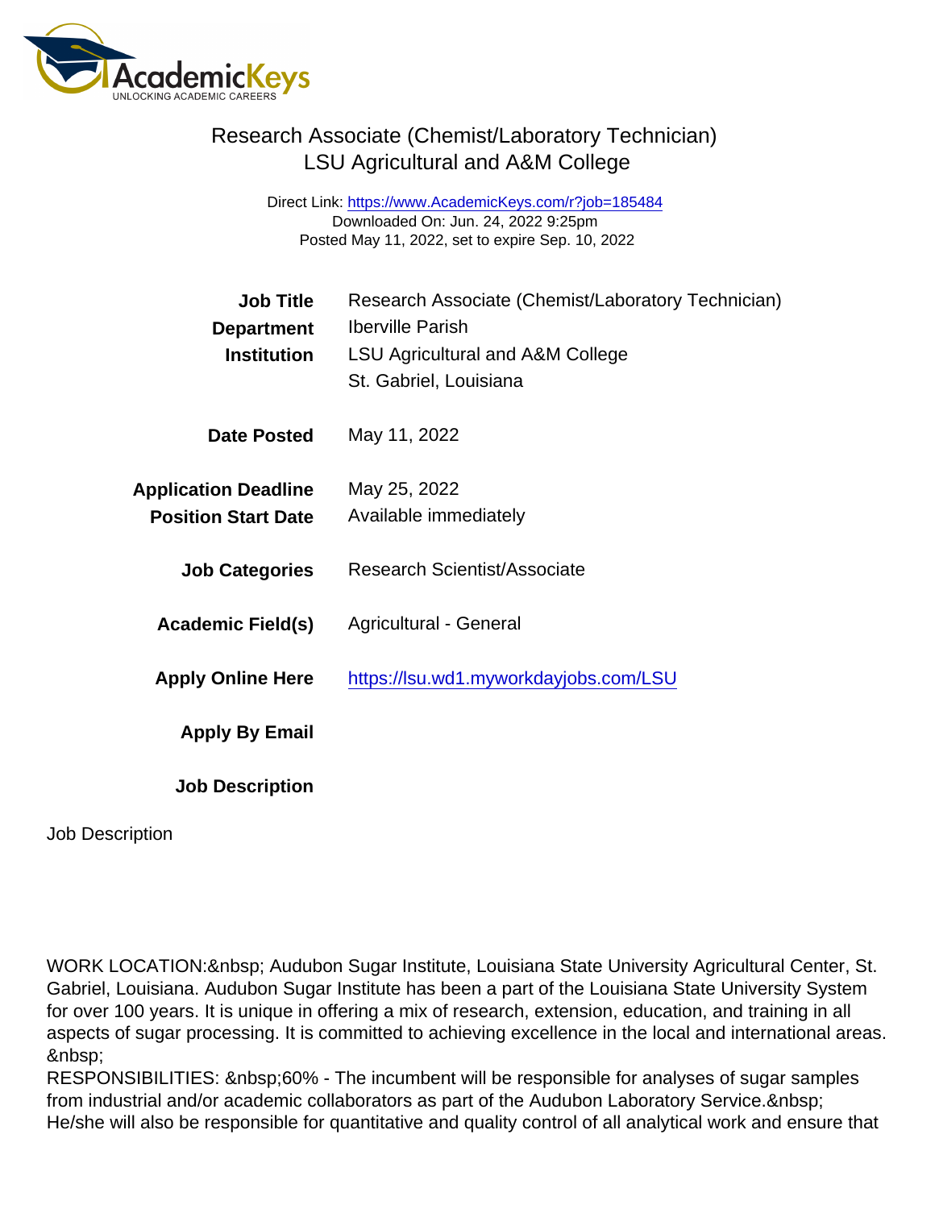# Research Associate (Chemist/Laboratory Technician)
## LSU Agricultural and A&M College

Direct Link: https://www.AcademicKeys.com/r?job=185484
Downloaded On: Jun. 24, 2022 9:25pm
Posted May 11, 2022, set to expire Sep. 10, 2022

| | |
|---|---|
| **Job Title** | Research Associate (Chemist/Laboratory Technician) |
| **Department** | Iberville Parish |
| **Institution** | LSU Agricultural and A&M College<br>St. Gabriel, Louisiana |
| **Date Posted** | May 11, 2022 |
| **Application Deadline** | May 25, 2022 |
| **Position Start Date** | Available immediately |
| **Job Categories** | Research Scientist/Associate |
| **Academic Field(s)** | Agricultural - General |
| **Apply Online Here** | https://lsu.wd1.myworkdayjobs.com/LSU |
| **Apply By Email** | |
| **Job Description** | |

Job Description

WORK LOCATION:&nbsp; Audubon Sugar Institute, Louisiana State University Agricultural Center, St. Gabriel, Louisiana. Audubon Sugar Institute has been a part of the Louisiana State University System for over 100 years. It is unique in offering a mix of research, extension, education, and training in all aspects of sugar processing. It is committed to achieving excellence in the local and international areas. &nbsp;
RESPONSIBILITIES: &nbsp;60% - The incumbent will be responsible for analyses of sugar samples from industrial and/or academic collaborators as part of the Audubon Laboratory Service.&nbsp; He/she will also be responsible for quantitative and quality control of all analytical work and ensure that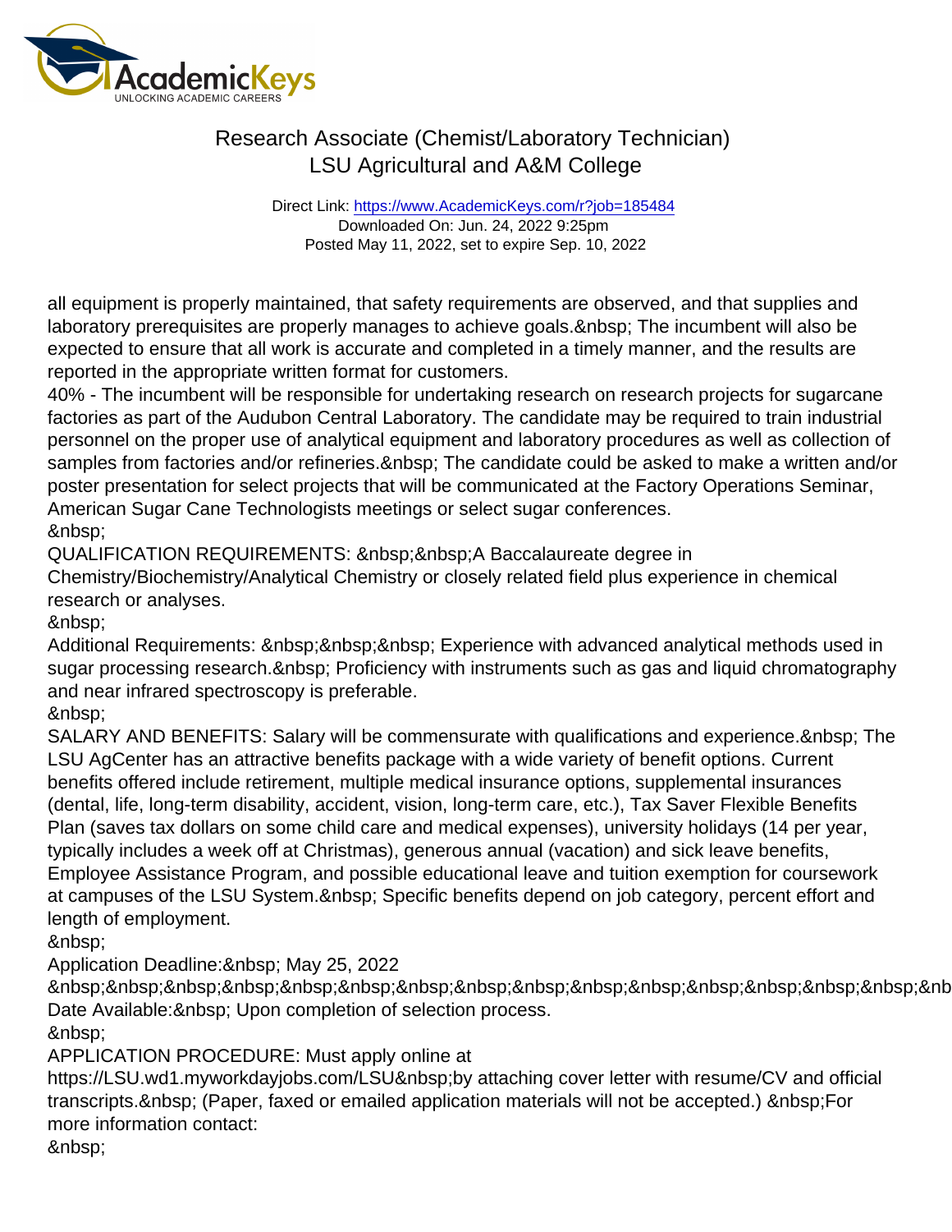all equipment is properly maintained, that safety requirements are observed, and that supplies and laboratory prerequisites are properly manages to achieve goals.&nbsp; The incumbent will also be expected to ensure that all work is accurate and completed in a timely manner, and the results are reported in the appropriate written format for customers.

40% - The incumbent will be responsible for undertaking research on research projects for sugarcane factories as part of the Audubon Central Laboratory. The candidate may be required to train industrial personnel on the proper use of analytical equipment and laboratory procedures as well as collection of samples from factories and/or refineries.&nbsp; The candidate could be asked to make a written and/or poster presentation for select projects that will be communicated at the Factory Operations Seminar, American Sugar Cane Technologists meetings or select sugar conferences.

&nbsp;

QUALIFICATION REQUIREMENTS: &nbsp;&nbsp;A Baccalaureate degree in Chemistry/Biochemistry/Analytical Chemistry or closely related field plus experience in chemical research or analyses.

&nbsp;

Additional Requirements: &nbsp;&nbsp;&nbsp; Experience with advanced analytical methods used in sugar processing research.&nbsp; Proficiency with instruments such as gas and liquid chromatography and near infrared spectroscopy is preferable.

&nbsp;

SALARY AND BENEFITS: Salary will be commensurate with qualifications and experience.&nbsp; The LSU AgCenter has an attractive benefits package with a wide variety of benefit options. Current benefits offered include retirement, multiple medical insurance options, supplemental insurances (dental, life, long-term disability, accident, vision, long-term care, etc.), Tax Saver Flexible Benefits Plan (saves tax dollars on some child care and medical expenses), university holidays (14 per year, typically includes a week off at Christmas), generous annual (vacation) and sick leave benefits, Employee Assistance Program, and possible educational leave and tuition exemption for coursework at campuses of the LSU System.&nbsp; Specific benefits depend on job category, percent effort and length of employment.

&nbsp;

Application Deadline:&nbsp; May 25, 2022

&nbsp;&nbsp;&nbsp;&nbsp;&nbsp;&nbsp;&nbsp;&nbsp;&nbsp;&nbsp;&nbsp;&nbsp;&nbsp;&nbsp;&nbsp;&nb

Date Available:&nbsp; Upon completion of selection process.

&nbsp;

APPLICATION PROCEDURE: Must apply online at https://LSU.wd1.myworkdayjobs.com/LSU&nbsp;by attaching cover letter with resume/CV and official transcripts.&nbsp; (Paper, faxed or emailed application materials will not be accepted.) &nbsp;For more information contact:

&nbsp;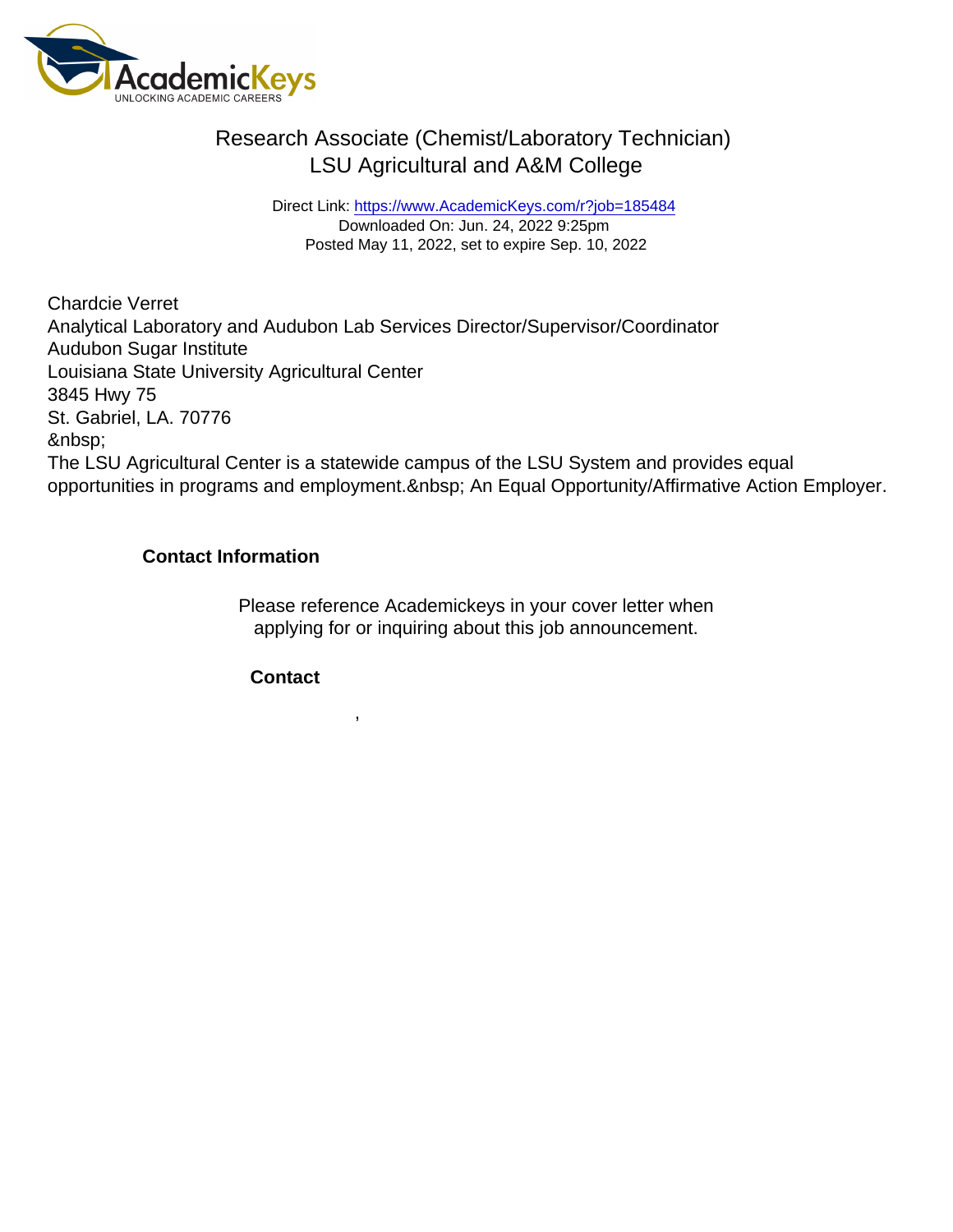Research Associate (Chemist/Laboratory Technician)
LSU Agricultural and A&M College

Direct Link: https://www.AcademicKeys.com/r?job=185484
Downloaded On: Jun. 24, 2022 9:25pm
Posted May 11, 2022, set to expire Sep. 10, 2022

Chardcie Verret
Analytical Laboratory and Audubon Lab Services Director/Supervisor/Coordinator
Audubon Sugar Institute
Louisiana State University Agricultural Center
3845 Hwy 75
St. Gabriel, LA. 70776
&nbsp;
The LSU Agricultural Center is a statewide campus of the LSU System and provides equal opportunities in programs and employment.&nbsp; An Equal Opportunity/Affirmative Action Employer.

**Contact Information**

Please reference Academickeys in your cover letter when applying for or inquiring about this job announcement.

**Contact**

,